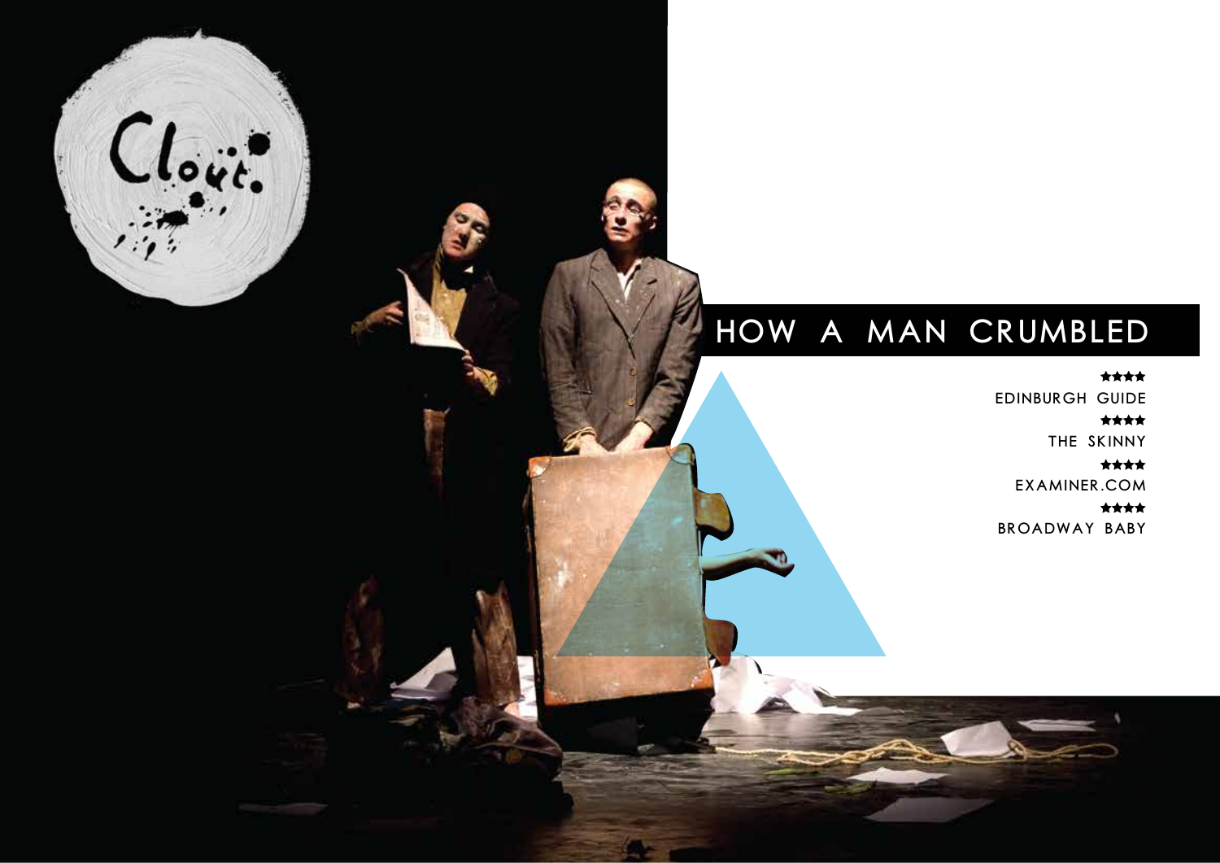Clout

# HOW A MAN CRUMBLED

★★★★
EDINBURGH GUIDE

★★★★
THE SKINNY

★★★★
EXAMINER.COM

★★★★
BROADWAY BABY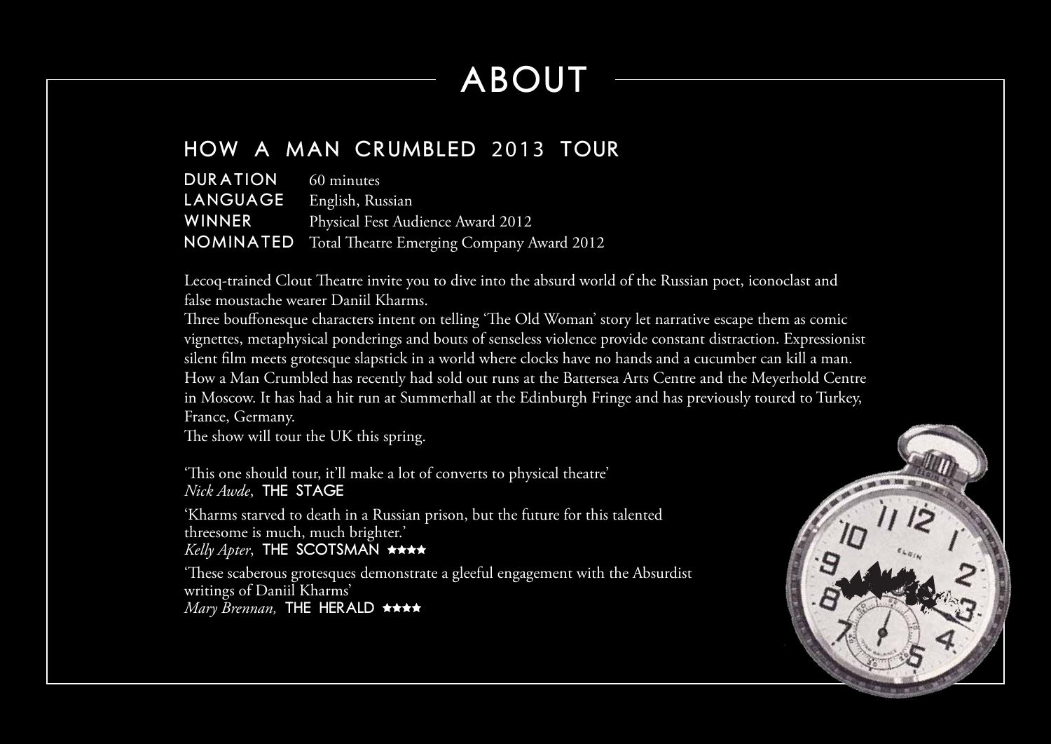# ABOUT

## HOW A MAN CRUMBLED 2013 TOUR

**DURATION** 60 minutes
**LANGUAGE** English, Russian
**WINNER** Physical Fest Audience Award 2012
**NOMINATED** Total Theatre Emerging Company Award 2012

Lecoq-trained Clout Theatre invite you to dive into the absurd world of the Russian poet, iconoclast and false moustache wearer Daniil Kharms.

Three bouffonesque characters intent on telling 'The Old Woman' story let narrative escape them as comic vignettes, metaphysical ponderings and bouts of senseless violence provide constant distraction. Expressionist silent film meets grotesque slapstick in a world where clocks have no hands and a cucumber can kill a man.

How a Man Crumbled has recently had sold out runs at the Battersea Arts Centre and the Meyerhold Centre in Moscow. It has had a hit run at Summerhall at the Edinburgh Fringe and has previously toured to Turkey, France, Germany.

The show will tour the UK this spring.

'This one should tour, it'll make a lot of converts to physical theatre'
*Nick Awde*, THE STAGE

'Kharms starved to death in a Russian prison, but the future for this talented threesome is much, much brighter.'
*Kelly Apter*, THE SCOTSMAN ★★★★

'These scaberous grotesques demonstrate a gleeful engagement with the Absurdist writings of Daniil Kharms'
*Mary Brennan,* THE HERALD ★★★★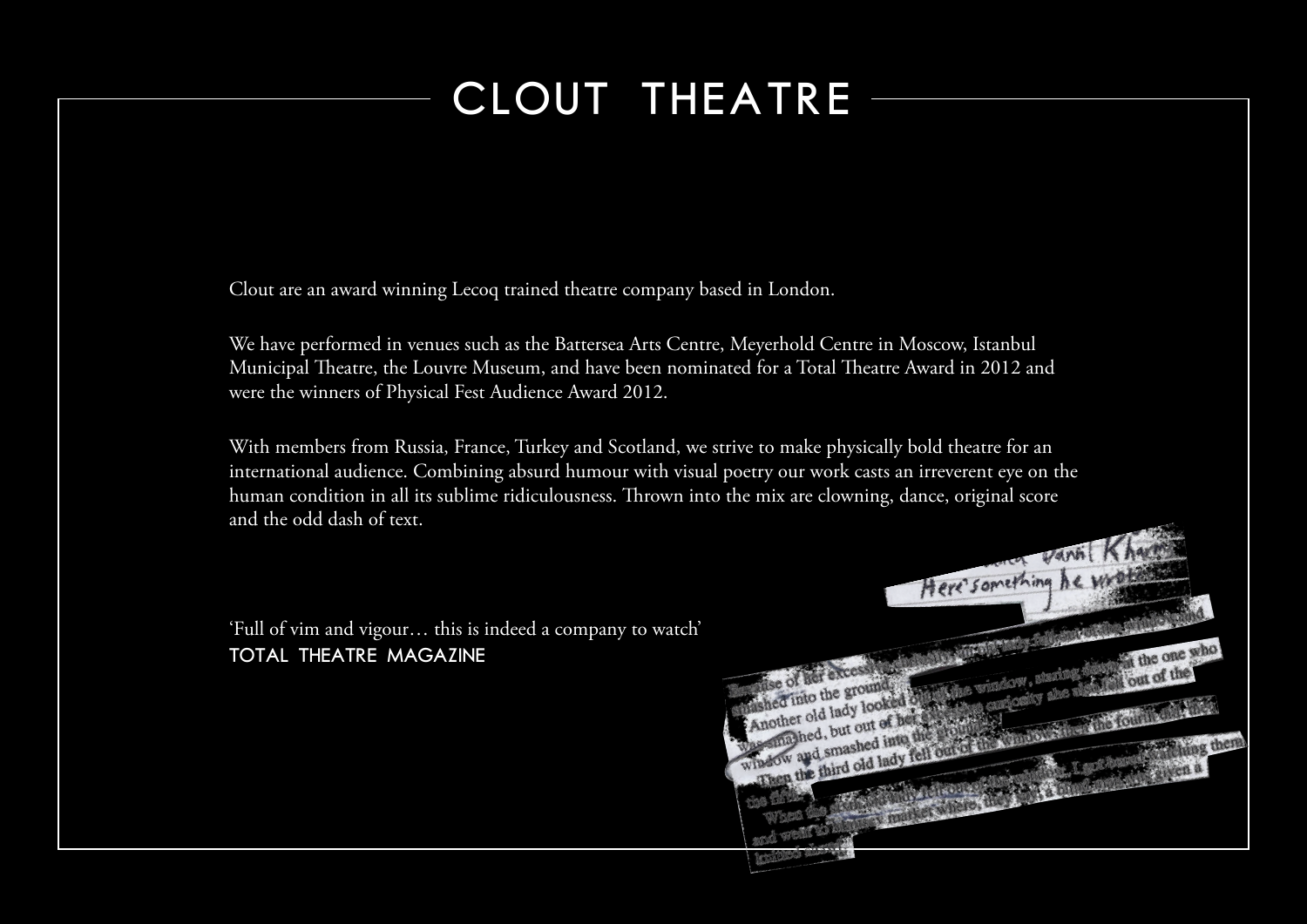# CLOUT THEATRE

Clout are an award winning Lecoq trained theatre company based in London.

We have performed in venues such as the Battersea Arts Centre, Meyerhold Centre in Moscow, Istanbul Municipal Theatre, the Louvre Museum, and have been nominated for a Total Theatre Award in 2012 and were the winners of Physical Fest Audience Award 2012.

With members from Russia, France, Turkey and Scotland, we strive to make physically bold theatre for an international audience. Combining absurd humour with visual poetry our work casts an irreverent eye on the human condition in all its sublime ridiculousness. Thrown into the mix are clowning, dance, original score and the odd dash of text.

'Full of vim and vigour… this is indeed a company to watch'
**TOTAL THEATRE MAGAZINE**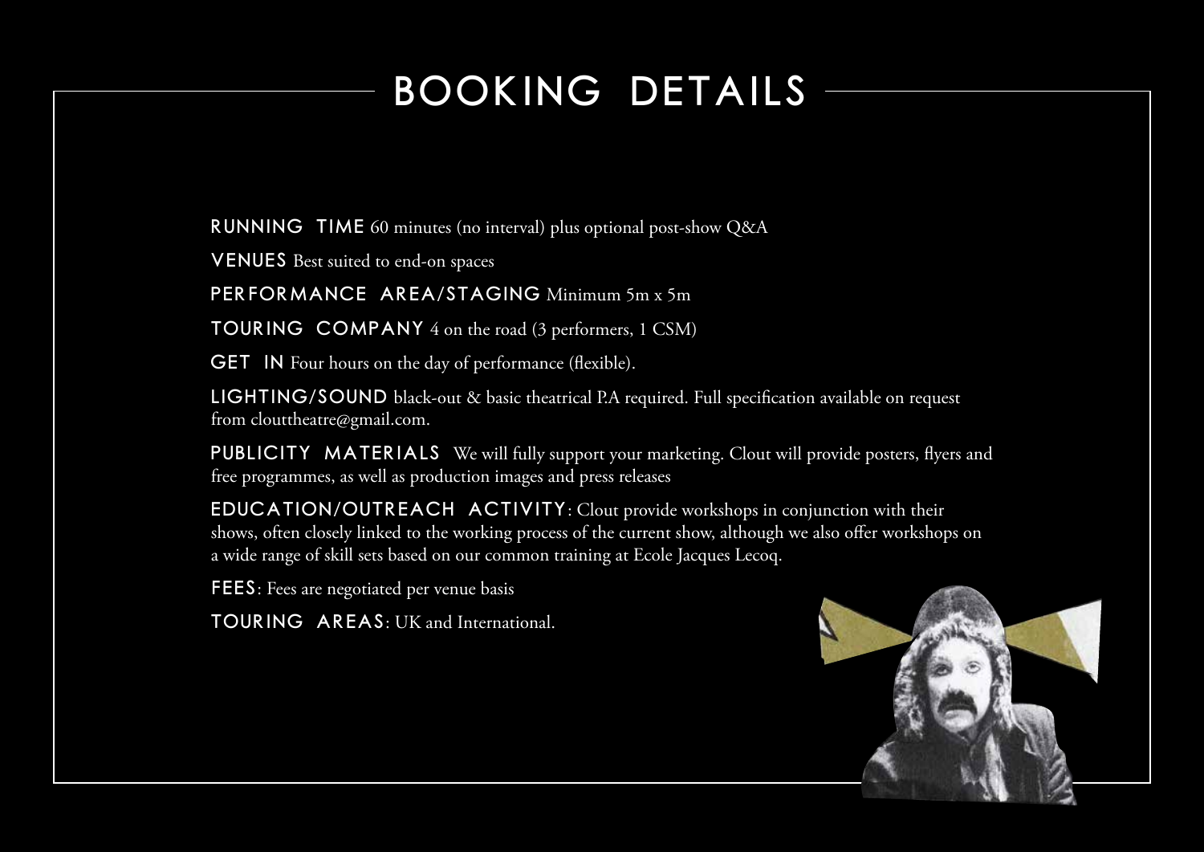# BOOKING DETAILS

**RUNNING TIME** 60 minutes (no interval) plus optional post-show Q&A

**VENUES** Best suited to end-on spaces

**PERFORMANCE AREA/STAGING** Minimum 5m x 5m

**TOURING COMPANY** 4 on the road (3 performers, 1 CSM)

**GET IN** Four hours on the day of performance (flexible).

**LIGHTING/SOUND** black-out & basic theatrical P.A required. Full specification available on request from clouttheatre@gmail.com.

**PUBLICITY MATERIALS** We will fully support your marketing. Clout will provide posters, flyers and free programmes, as well as production images and press releases

**EDUCATION/OUTREACH ACTIVITY**: Clout provide workshops in conjunction with their shows, often closely linked to the working process of the current show, although we also offer workshops on a wide range of skill sets based on our common training at Ecole Jacques Lecoq.

**FEES**: Fees are negotiated per venue basis

**TOURING AREAS**: UK and International.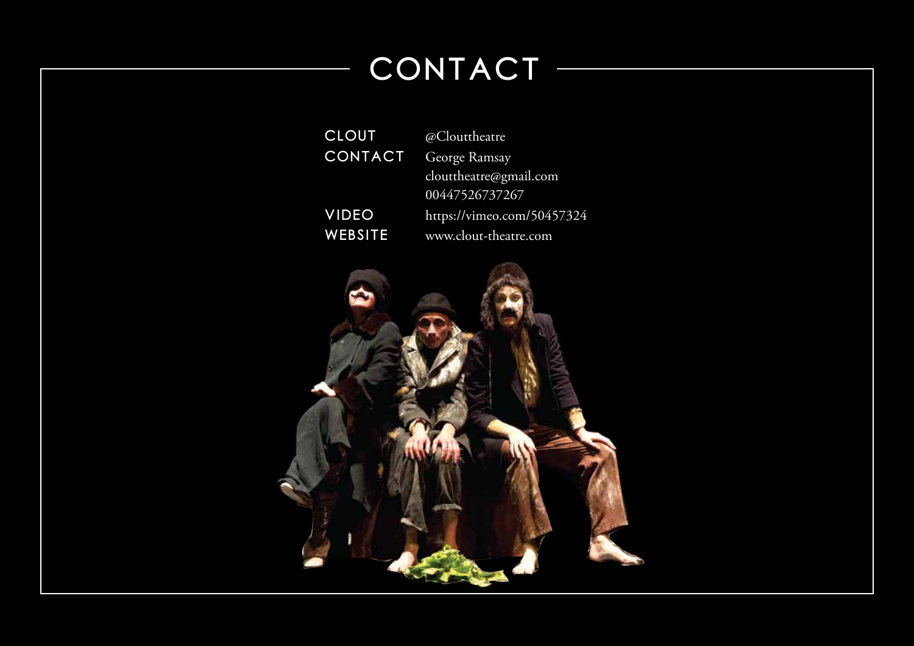# CONTACT

| | |
|---|---|
| CLOUT | @Clouttheatre |
| CONTACT | George Ramsay<br>clouttheatre@gmail.com<br>00447526737267 |
| VIDEO | https://vimeo.com/50457324 |
| WEBSITE | www.clout-theatre.com |